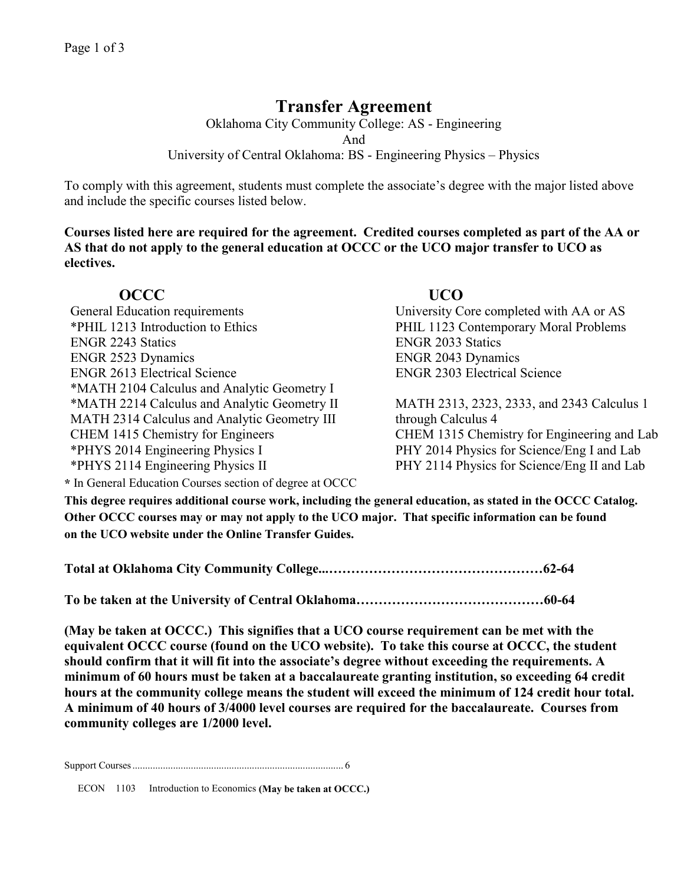# Transfer Agreement

Oklahoma City Community College: AS - Engineering
And
University of Central Oklahoma: BS - Engineering Physics – Physics

To comply with this agreement, students must complete the associate's degree with the major listed above and include the specific courses listed below.

**Courses listed here are required for the agreement. Credited courses completed as part of the AA or AS that do not apply to the general education at OCCC or the UCO major transfer to UCO as electives.**

| OCCC | UCO |
| --- | --- |
| General Education requirements | University Core completed with AA or AS |
| *PHIL 1213 Introduction to Ethics | PHIL 1123 Contemporary Moral Problems |
| ENGR 2243 Statics | ENGR 2033 Statics |
| ENGR 2523 Dynamics | ENGR 2043 Dynamics |
| ENGR 2613 Electrical Science | ENGR 2303 Electrical Science |
| *MATH 2104 Calculus and Analytic Geometry I<br>*MATH 2214 Calculus and Analytic Geometry II<br>MATH 2314 Calculus and Analytic Geometry III | MATH 2313, 2323, 2333, and 2343 Calculus 1 through Calculus 4 |
| CHEM 1415 Chemistry for Engineers | CHEM 1315 Chemistry for Engineering and Lab |
| *PHYS 2014 Engineering Physics I | PHY 2014 Physics for Science/Eng I and Lab |
| *PHYS 2114 Engineering Physics II | PHY 2114 Physics for Science/Eng II and Lab |

**\*** In General Education Courses section of degree at OCCC

**This degree requires additional course work, including the general education, as stated in the OCCC Catalog. Other OCCC courses may or may not apply to the UCO major. That specific information can be found on the UCO website under the Online Transfer Guides.**

**Total at Oklahoma City Community College...……………………………………62-64**

**To be taken at the University of Central Oklahoma……………………………………60-64**

**(May be taken at OCCC.) This signifies that a UCO course requirement can be met with the equivalent OCCC course (found on the UCO website). To take this course at OCCC, the student should confirm that it will fit into the associate's degree without exceeding the requirements. A minimum of 60 hours must be taken at a baccalaureate granting institution, so exceeding 64 credit hours at the community college means the student will exceed the minimum of 124 credit hour total. A minimum of 40 hours of 3/4000 level courses are required for the baccalaureate. Courses from community colleges are 1/2000 level.**

Support Courses.................................................................................... 6

ECON 1103 Introduction to Economics **(May be taken at OCCC.)**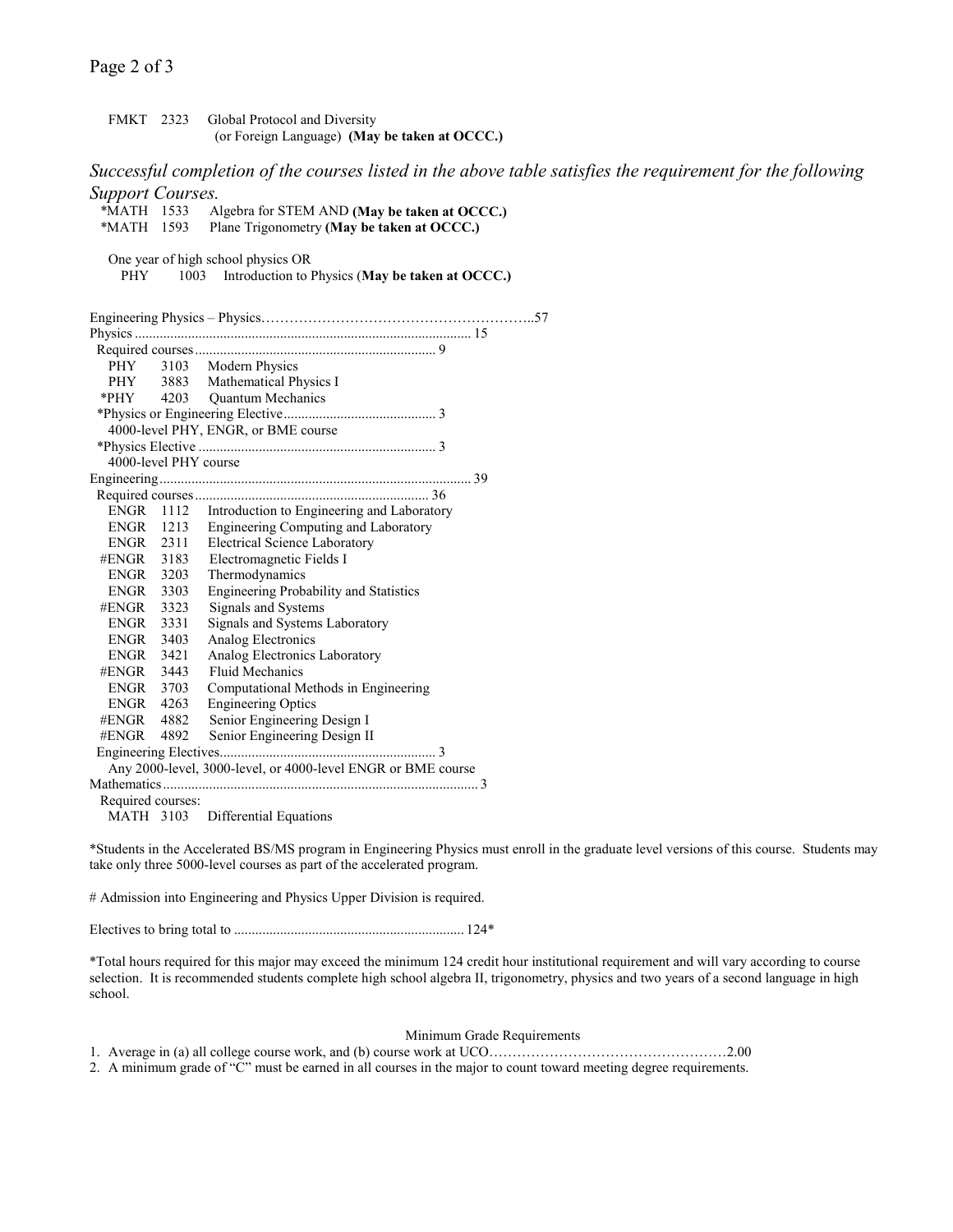FMKT 2323 Global Protocol and Diversity
(or Foreign Language) **(May be taken at OCCC.)**

*Successful completion of the courses listed in the above table satisfies the requirement for the following Support Courses.*

*MATH 1533 Algebra for STEM AND **(May be taken at OCCC.)**
*MATH 1593 Plane Trigonometry **(May be taken at OCCC.)**

One year of high school physics OR
PHY 1003 Introduction to Physics (**May be taken at OCCC.)**

Engineering Physics – Physics……………………………………………………..57

Physics ............................................................................................ 15

Required courses.................................................................... 9

| | | |
|---|---|---|
| PHY | 3103 | Modern Physics |
| PHY | 3883 | Mathematical Physics I |
| *PHY | 4203 | Quantum Mechanics |

*Physics or Engineering Elective........................................... 3
4000-level PHY, ENGR, or BME course

*Physics Elective .................................................................. 3
4000-level PHY course

Engineering....................................................................................... 39

Required courses................................................................. 36

| | | |
|---|---|---|
| ENGR | 1112 | Introduction to Engineering and Laboratory |
| ENGR | 1213 | Engineering Computing and Laboratory |
| ENGR | 2311 | Electrical Science Laboratory |
| #ENGR | 3183 | Electromagnetic Fields I |
| ENGR | 3203 | Thermodynamics |
| ENGR | 3303 | Engineering Probability and Statistics |
| #ENGR | 3323 | Signals and Systems |
| ENGR | 3331 | Signals and Systems Laboratory |
| ENGR | 3403 | Analog Electronics |
| ENGR | 3421 | Analog Electronics Laboratory |
| #ENGR | 3443 | Fluid Mechanics |
| ENGR | 3703 | Computational Methods in Engineering |
| ENGR | 4263 | Engineering Optics |
| #ENGR | 4882 | Senior Engineering Design I |
| #ENGR | 4892 | Senior Engineering Design II |

Engineering Electives............................................................ 3
Any 2000-level, 3000-level, or 4000-level ENGR or BME course

Mathematics....................................................................................... 3

Required courses:
MATH 3103 Differential Equations

*Students in the Accelerated BS/MS program in Engineering Physics must enroll in the graduate level versions of this course. Students may take only three 5000-level courses as part of the accelerated program.

# Admission into Engineering and Physics Upper Division is required.

Electives to bring total to ................................................................ 124*

*Total hours required for this major may exceed the minimum 124 credit hour institutional requirement and will vary according to course selection. It is recommended students complete high school algebra II, trigonometry, physics and two years of a second language in high school.

Minimum Grade Requirements

1. Average in (a) all college course work, and (b) course work at UCO……………………………………………2.00
2. A minimum grade of "C" must be earned in all courses in the major to count toward meeting degree requirements.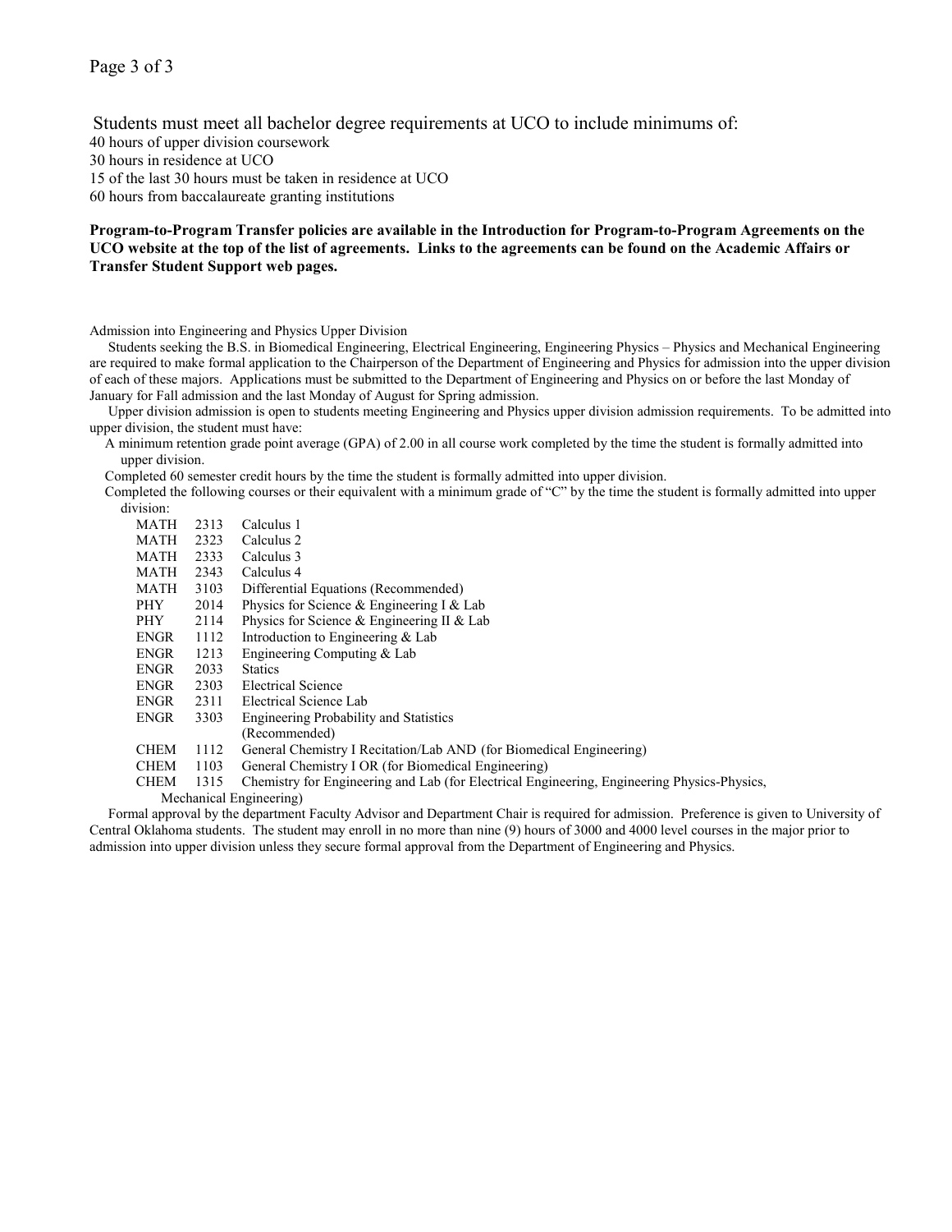Students must meet all bachelor degree requirements at UCO to include minimums of:

40 hours of upper division coursework
30 hours in residence at UCO
15 of the last 30 hours must be taken in residence at UCO
60 hours from baccalaureate granting institutions

**Program-to-Program Transfer policies are available in the Introduction for Program-to-Program Agreements on the UCO website at the top of the list of agreements. Links to the agreements can be found on the Academic Affairs or Transfer Student Support web pages.**

Admission into Engineering and Physics Upper Division

Students seeking the B.S. in Biomedical Engineering, Electrical Engineering, Engineering Physics – Physics and Mechanical Engineering are required to make formal application to the Chairperson of the Department of Engineering and Physics for admission into the upper division of each of these majors. Applications must be submitted to the Department of Engineering and Physics on or before the last Monday of January for Fall admission and the last Monday of August for Spring admission.

Upper division admission is open to students meeting Engineering and Physics upper division admission requirements. To be admitted into upper division, the student must have:

A minimum retention grade point average (GPA) of 2.00 in all course work completed by the time the student is formally admitted into upper division.

Completed 60 semester credit hours by the time the student is formally admitted into upper division.

Completed the following courses or their equivalent with a minimum grade of "C" by the time the student is formally admitted into upper division:

| | | |
|---|---|---|
| MATH | 2313 | Calculus 1 |
| MATH | 2323 | Calculus 2 |
| MATH | 2333 | Calculus 3 |
| MATH | 2343 | Calculus 4 |
| MATH | 3103 | Differential Equations (Recommended) |
| PHY | 2014 | Physics for Science & Engineering I & Lab |
| PHY | 2114 | Physics for Science & Engineering II & Lab |
| ENGR | 1112 | Introduction to Engineering & Lab |
| ENGR | 1213 | Engineering Computing & Lab |
| ENGR | 2033 | Statics |
| ENGR | 2303 | Electrical Science |
| ENGR | 2311 | Electrical Science Lab |
| ENGR | 3303 | Engineering Probability and Statistics (Recommended) |
| CHEM | 1112 | General Chemistry I Recitation/Lab AND (for Biomedical Engineering) |
| CHEM | 1103 | General Chemistry I OR (for Biomedical Engineering) |
| CHEM | 1315 | Chemistry for Engineering and Lab (for Electrical Engineering, Engineering Physics-Physics, Mechanical Engineering) |

Formal approval by the department Faculty Advisor and Department Chair is required for admission. Preference is given to University of Central Oklahoma students. The student may enroll in no more than nine (9) hours of 3000 and 4000 level courses in the major prior to admission into upper division unless they secure formal approval from the Department of Engineering and Physics.